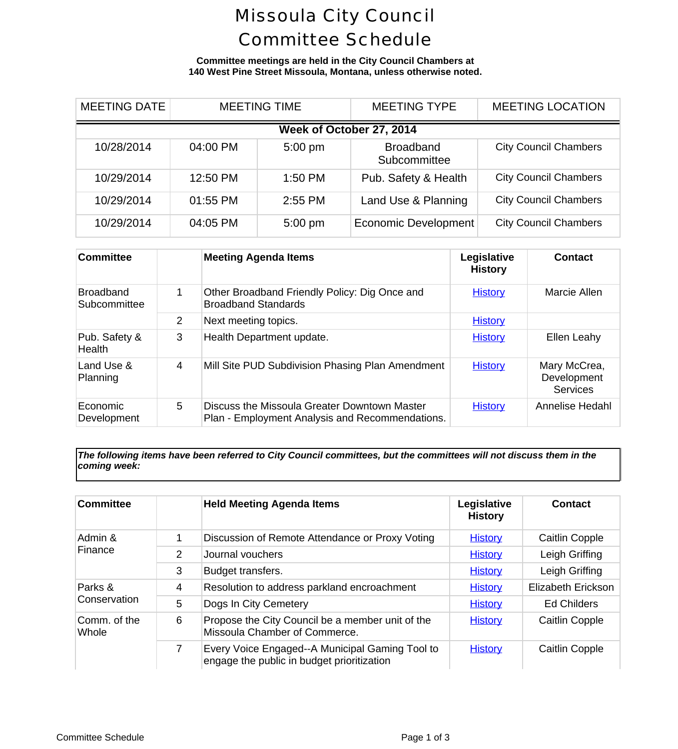# Missoula City Council Committee Schedule

**Committee meetings are held in the City Council Chambers at 140 West Pine Street Missoula, Montana, unless otherwise noted.**

| MEETING DATE | MEETING TIME | | MEETING TYPE | MEETING LOCATION |
|---|---|---|---|---|
| **Week of October 27, 2014** | | | | |
| 10/28/2014 | 04:00 PM | 5:00 pm | Broadband Subcommittee | City Council Chambers |
| 10/29/2014 | 12:50 PM | 1:50 PM | Pub. Safety & Health | City Council Chambers |
| 10/29/2014 | 01:55 PM | 2:55 PM | Land Use & Planning | City Council Chambers |
| 10/29/2014 | 04:05 PM | 5:00 pm | Economic Development | City Council Chambers |

| Committee | | Meeting Agenda Items | Legislative History | Contact |
|---|---|---|---|---|
| Broadband Subcommittee | 1 | Other Broadband Friendly Policy: Dig Once and Broadband Standards | History | Marcie Allen |
| | 2 | Next meeting topics. | History | |
| Pub. Safety & Health | 3 | Health Department update. | History | Ellen Leahy |
| Land Use & Planning | 4 | Mill Site PUD Subdivision Phasing Plan Amendment | History | Mary McCrea, Development Services |
| Economic Development | 5 | Discuss the Missoula Greater Downtown Master Plan - Employment Analysis and Recommendations. | History | Annelise Hedahl |

***The following items have been referred to City Council committees, but the committees will not discuss them in the coming week:***

| Committee | | Held Meeting Agenda Items | Legislative History | Contact |
|---|---|---|---|---|
| Admin & Finance | 1 | Discussion of Remote Attendance or Proxy Voting | History | Caitlin Copple |
| | 2 | Journal vouchers | History | Leigh Griffing |
| | 3 | Budget transfers. | History | Leigh Griffing |
| Parks & Conservation | 4 | Resolution to address parkland encroachment | History | Elizabeth Erickson |
| | 5 | Dogs In City Cemetery | History | Ed Childers |
| Comm. of the Whole | 6 | Propose the City Council be a member unit of the Missoula Chamber of Commerce. | History | Caitlin Copple |
| | 7 | Every Voice Engaged--A Municipal Gaming Tool to engage the public in budget prioritization | History | Caitlin Copple |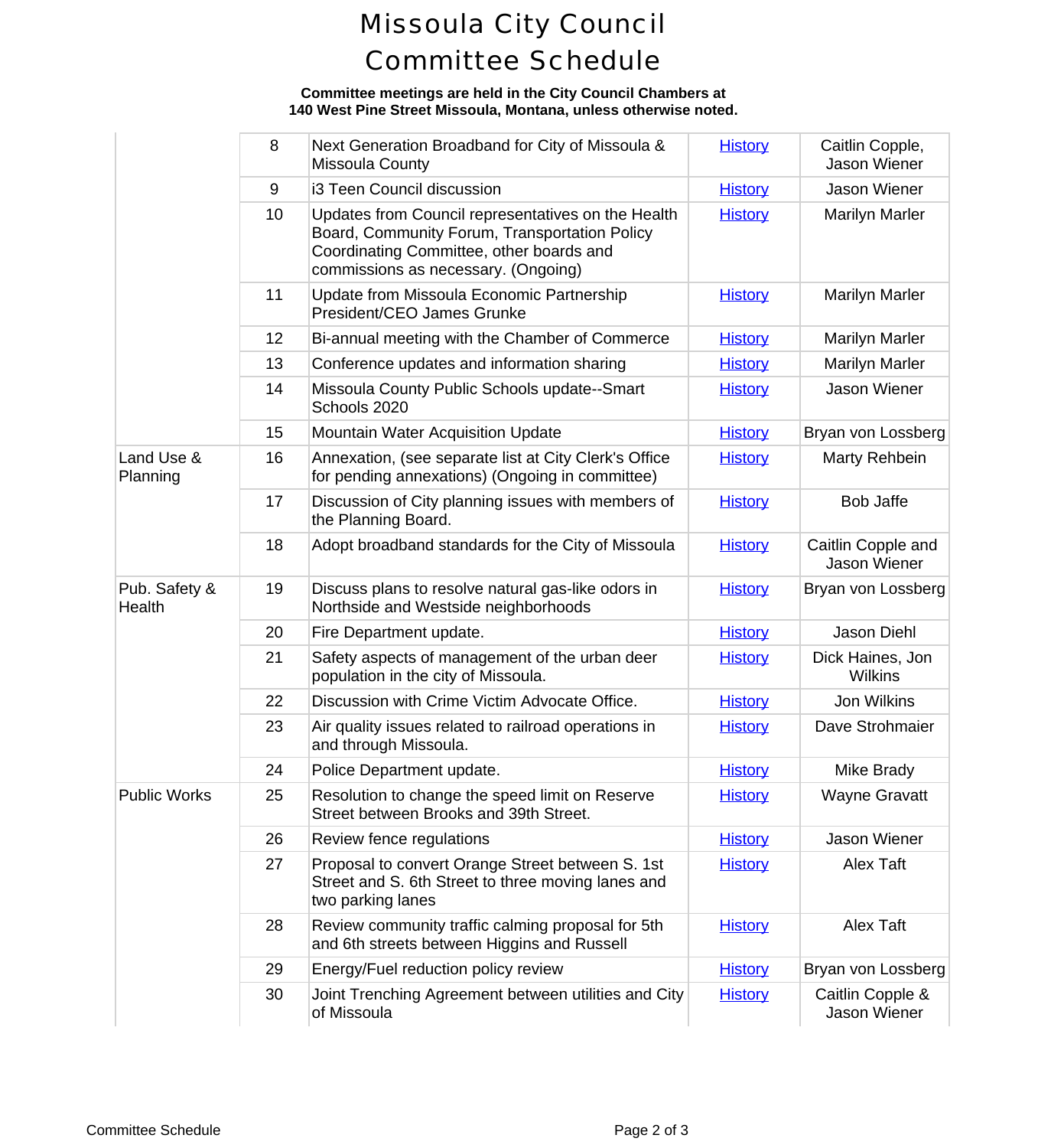# Missoula City Council Committee Schedule

**Committee meetings are held in the City Council Chambers at 140 West Pine Street Missoula, Montana, unless otherwise noted.**

| | | | | |
|---|---|---|---|---|
| | 8 | Next Generation Broadband for City of Missoula & Missoula County | History | Caitlin Copple, Jason Wiener |
| | 9 | i3 Teen Council discussion | History | Jason Wiener |
| | 10 | Updates from Council representatives on the Health Board, Community Forum, Transportation Policy Coordinating Committee, other boards and commissions as necessary. (Ongoing) | History | Marilyn Marler |
| | 11 | Update from Missoula Economic Partnership President/CEO James Grunke | History | Marilyn Marler |
| | 12 | Bi-annual meeting with the Chamber of Commerce | History | Marilyn Marler |
| | 13 | Conference updates and information sharing | History | Marilyn Marler |
| | 14 | Missoula County Public Schools update--Smart Schools 2020 | History | Jason Wiener |
| | 15 | Mountain Water Acquisition Update | History | Bryan von Lossberg |
| Land Use & Planning | 16 | Annexation, (see separate list at City Clerk's Office for pending annexations) (Ongoing in committee) | History | Marty Rehbein |
| | 17 | Discussion of City planning issues with members of the Planning Board. | History | Bob Jaffe |
| | 18 | Adopt broadband standards for the City of Missoula | History | Caitlin Copple and Jason Wiener |
| Pub. Safety & Health | 19 | Discuss plans to resolve natural gas-like odors in Northside and Westside neighborhoods | History | Bryan von Lossberg |
| | 20 | Fire Department update. | History | Jason Diehl |
| | 21 | Safety aspects of management of the urban deer population in the city of Missoula. | History | Dick Haines, Jon Wilkins |
| | 22 | Discussion with Crime Victim Advocate Office. | History | Jon Wilkins |
| | 23 | Air quality issues related to railroad operations in and through Missoula. | History | Dave Strohmaier |
| | 24 | Police Department update. | History | Mike Brady |
| Public Works | 25 | Resolution to change the speed limit on Reserve Street between Brooks and 39th Street. | History | Wayne Gravatt |
| | 26 | Review fence regulations | History | Jason Wiener |
| | 27 | Proposal to convert Orange Street between S. 1st Street and S. 6th Street to three moving lanes and two parking lanes | History | Alex Taft |
| | 28 | Review community traffic calming proposal for 5th and 6th streets between Higgins and Russell | History | Alex Taft |
| | 29 | Energy/Fuel reduction policy review | History | Bryan von Lossberg |
| | 30 | Joint Trenching Agreement between utilities and City of Missoula | History | Caitlin Copple & Jason Wiener |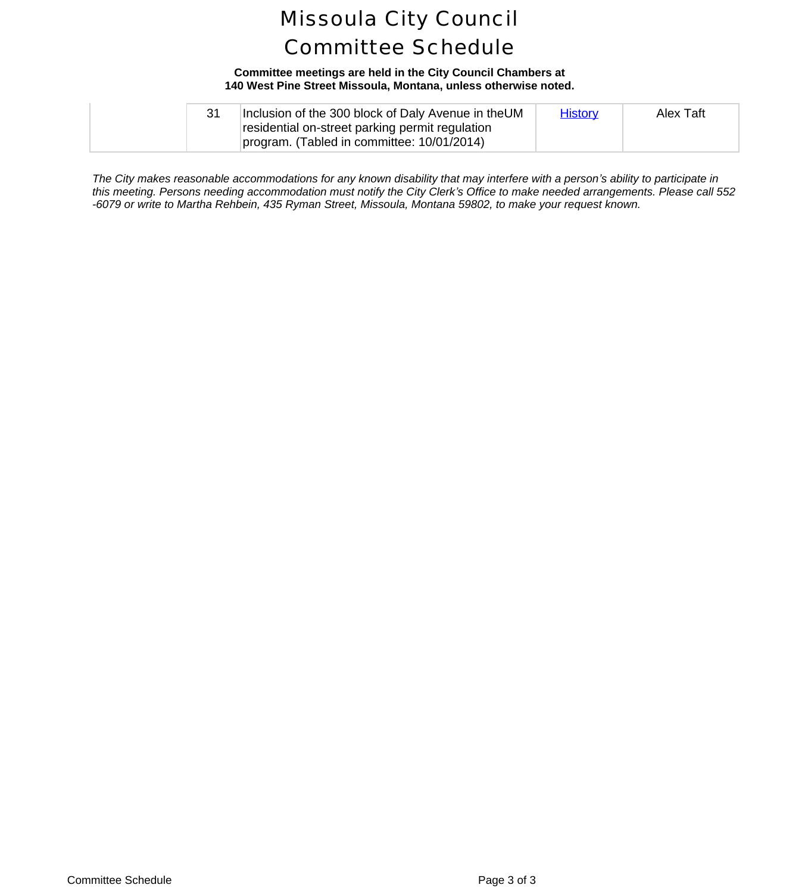# Missoula City Council
# Committee Schedule

**Committee meetings are held in the City Council Chambers at 140 West Pine Street Missoula, Montana, unless otherwise noted.**

| | | | | |
|---|---|---|---|---|
| | 31 | Inclusion of the 300 block of Daly Avenue in theUM residential on-street parking permit regulation program. (Tabled in committee: 10/01/2014) | History | Alex Taft |

*The City makes reasonable accommodations for any known disability that may interfere with a person's ability to participate in this meeting. Persons needing accommodation must notify the City Clerk's Office to make needed arrangements. Please call 552 -6079 or write to Martha Rehbein, 435 Ryman Street, Missoula, Montana 59802, to make your request known.*